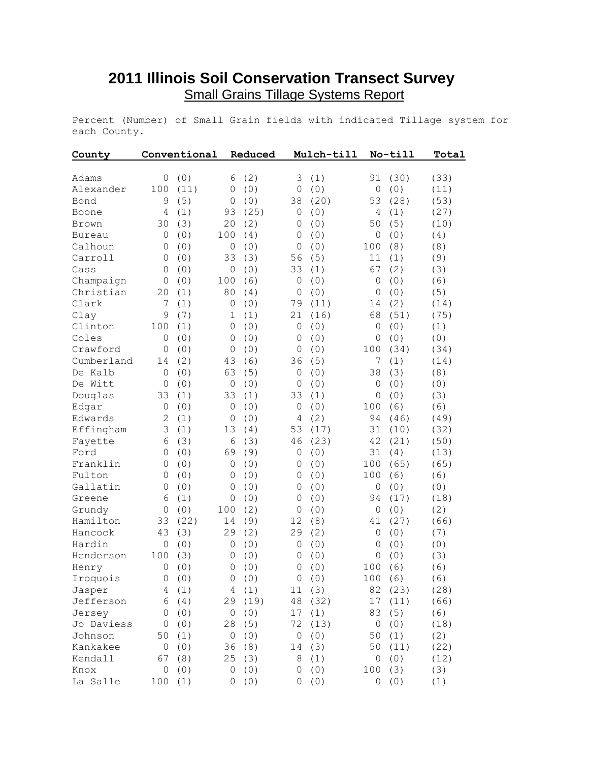# 2011 Illinois Soil Conservation Transect Survey

## Small Grains Tillage Systems Report

Percent (Number) of Small Grain fields with indicated Tillage system for each County.

| County | Conventional | Reduced | Mulch-till | No-till | Total |
|---|---|---|---|---|---|
| Adams | 0 (0) | 6 (2) | 3 (1) | 91 (30) | (33) |
| Alexander | 100 (11) | 0 (0) | 0 (0) | 0 (0) | (11) |
| Bond | 9 (5) | 0 (0) | 38 (20) | 53 (28) | (53) |
| Boone | 4 (1) | 93 (25) | 0 (0) | 4 (1) | (27) |
| Brown | 30 (3) | 20 (2) | 0 (0) | 50 (5) | (10) |
| Bureau | 0 (0) | 100 (4) | 0 (0) | 0 (0) | (4) |
| Calhoun | 0 (0) | 0 (0) | 0 (0) | 100 (8) | (8) |
| Carroll | 0 (0) | 33 (3) | 56 (5) | 11 (1) | (9) |
| Cass | 0 (0) | 0 (0) | 33 (1) | 67 (2) | (3) |
| Champaign | 0 (0) | 100 (6) | 0 (0) | 0 (0) | (6) |
| Christian | 20 (1) | 80 (4) | 0 (0) | 0 (0) | (5) |
| Clark | 7 (1) | 0 (0) | 79 (11) | 14 (2) | (14) |
| Clay | 9 (7) | 1 (1) | 21 (16) | 68 (51) | (75) |
| Clinton | 100 (1) | 0 (0) | 0 (0) | 0 (0) | (1) |
| Coles | 0 (0) | 0 (0) | 0 (0) | 0 (0) | (0) |
| Crawford | 0 (0) | 0 (0) | 0 (0) | 100 (34) | (34) |
| Cumberland | 14 (2) | 43 (6) | 36 (5) | 7 (1) | (14) |
| De Kalb | 0 (0) | 63 (5) | 0 (0) | 38 (3) | (8) |
| De Witt | 0 (0) | 0 (0) | 0 (0) | 0 (0) | (0) |
| Douglas | 33 (1) | 33 (1) | 33 (1) | 0 (0) | (3) |
| Edgar | 0 (0) | 0 (0) | 0 (0) | 100 (6) | (6) |
| Edwards | 2 (1) | 0 (0) | 4 (2) | 94 (46) | (49) |
| Effingham | 3 (1) | 13 (4) | 53 (17) | 31 (10) | (32) |
| Fayette | 6 (3) | 6 (3) | 46 (23) | 42 (21) | (50) |
| Ford | 0 (0) | 69 (9) | 0 (0) | 31 (4) | (13) |
| Franklin | 0 (0) | 0 (0) | 0 (0) | 100 (65) | (65) |
| Fulton | 0 (0) | 0 (0) | 0 (0) | 100 (6) | (6) |
| Gallatin | 0 (0) | 0 (0) | 0 (0) | 0 (0) | (0) |
| Greene | 6 (1) | 0 (0) | 0 (0) | 94 (17) | (18) |
| Grundy | 0 (0) | 100 (2) | 0 (0) | 0 (0) | (2) |
| Hamilton | 33 (22) | 14 (9) | 12 (8) | 41 (27) | (66) |
| Hancock | 43 (3) | 29 (2) | 29 (2) | 0 (0) | (7) |
| Hardin | 0 (0) | 0 (0) | 0 (0) | 0 (0) | (0) |
| Henderson | 100 (3) | 0 (0) | 0 (0) | 0 (0) | (3) |
| Henry | 0 (0) | 0 (0) | 0 (0) | 100 (6) | (6) |
| Iroquois | 0 (0) | 0 (0) | 0 (0) | 100 (6) | (6) |
| Jasper | 4 (1) | 4 (1) | 11 (3) | 82 (23) | (28) |
| Jefferson | 6 (4) | 29 (19) | 48 (32) | 17 (11) | (66) |
| Jersey | 0 (0) | 0 (0) | 17 (1) | 83 (5) | (6) |
| Jo Daviess | 0 (0) | 28 (5) | 72 (13) | 0 (0) | (18) |
| Johnson | 50 (1) | 0 (0) | 0 (0) | 50 (1) | (2) |
| Kankakee | 0 (0) | 36 (8) | 14 (3) | 50 (11) | (22) |
| Kendall | 67 (8) | 25 (3) | 8 (1) | 0 (0) | (12) |
| Knox | 0 (0) | 0 (0) | 0 (0) | 100 (3) | (3) |
| La Salle | 100 (1) | 0 (0) | 0 (0) | 0 (0) | (1) |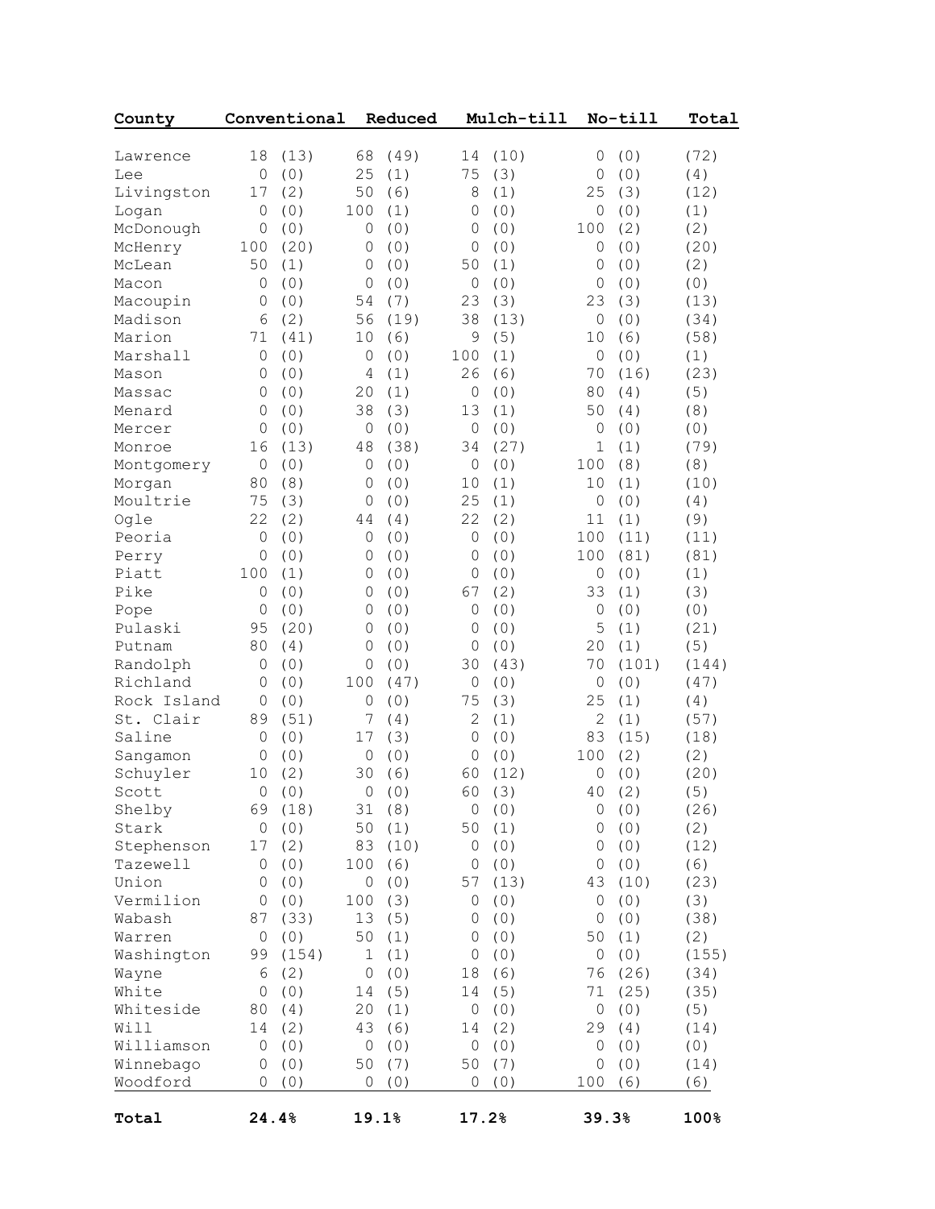| County | Conventional | Reduced | Mulch-till | No-till | Total |
|---|---|---|---|---|---|
| Lawrence | 18 (13) | 68 (49) | 14 (10) | 0 (0) | (72) |
| Lee | 0 (0) | 25 (1) | 75 (3) | 0 (0) | (4) |
| Livingston | 17 (2) | 50 (6) | 8 (1) | 25 (3) | (12) |
| Logan | 0 (0) | 100 (1) | 0 (0) | 0 (0) | (1) |
| McDonough | 0 (0) | 0 (0) | 0 (0) | 100 (2) | (2) |
| McHenry | 100 (20) | 0 (0) | 0 (0) | 0 (0) | (20) |
| McLean | 50 (1) | 0 (0) | 50 (1) | 0 (0) | (2) |
| Macon | 0 (0) | 0 (0) | 0 (0) | 0 (0) | (0) |
| Macoupin | 0 (0) | 54 (7) | 23 (3) | 23 (3) | (13) |
| Madison | 6 (2) | 56 (19) | 38 (13) | 0 (0) | (34) |
| Marion | 71 (41) | 10 (6) | 9 (5) | 10 (6) | (58) |
| Marshall | 0 (0) | 0 (0) | 100 (1) | 0 (0) | (1) |
| Mason | 0 (0) | 4 (1) | 26 (6) | 70 (16) | (23) |
| Massac | 0 (0) | 20 (1) | 0 (0) | 80 (4) | (5) |
| Menard | 0 (0) | 38 (3) | 13 (1) | 50 (4) | (8) |
| Mercer | 0 (0) | 0 (0) | 0 (0) | 0 (0) | (0) |
| Monroe | 16 (13) | 48 (38) | 34 (27) | 1 (1) | (79) |
| Montgomery | 0 (0) | 0 (0) | 0 (0) | 100 (8) | (8) |
| Morgan | 80 (8) | 0 (0) | 10 (1) | 10 (1) | (10) |
| Moultrie | 75 (3) | 0 (0) | 25 (1) | 0 (0) | (4) |
| Ogle | 22 (2) | 44 (4) | 22 (2) | 11 (1) | (9) |
| Peoria | 0 (0) | 0 (0) | 0 (0) | 100 (11) | (11) |
| Perry | 0 (0) | 0 (0) | 0 (0) | 100 (81) | (81) |
| Piatt | 100 (1) | 0 (0) | 0 (0) | 0 (0) | (1) |
| Pike | 0 (0) | 0 (0) | 67 (2) | 33 (1) | (3) |
| Pope | 0 (0) | 0 (0) | 0 (0) | 0 (0) | (0) |
| Pulaski | 95 (20) | 0 (0) | 0 (0) | 5 (1) | (21) |
| Putnam | 80 (4) | 0 (0) | 0 (0) | 20 (1) | (5) |
| Randolph | 0 (0) | 0 (0) | 30 (43) | 70 (101) | (144) |
| Richland | 0 (0) | 100 (47) | 0 (0) | 0 (0) | (47) |
| Rock Island | 0 (0) | 0 (0) | 75 (3) | 25 (1) | (4) |
| St. Clair | 89 (51) | 7 (4) | 2 (1) | 2 (1) | (57) |
| Saline | 0 (0) | 17 (3) | 0 (0) | 83 (15) | (18) |
| Sangamon | 0 (0) | 0 (0) | 0 (0) | 100 (2) | (2) |
| Schuyler | 10 (2) | 30 (6) | 60 (12) | 0 (0) | (20) |
| Scott | 0 (0) | 0 (0) | 60 (3) | 40 (2) | (5) |
| Shelby | 69 (18) | 31 (8) | 0 (0) | 0 (0) | (26) |
| Stark | 0 (0) | 50 (1) | 50 (1) | 0 (0) | (2) |
| Stephenson | 17 (2) | 83 (10) | 0 (0) | 0 (0) | (12) |
| Tazewell | 0 (0) | 100 (6) | 0 (0) | 0 (0) | (6) |
| Union | 0 (0) | 0 (0) | 57 (13) | 43 (10) | (23) |
| Vermilion | 0 (0) | 100 (3) | 0 (0) | 0 (0) | (3) |
| Wabash | 87 (33) | 13 (5) | 0 (0) | 0 (0) | (38) |
| Warren | 0 (0) | 50 (1) | 0 (0) | 50 (1) | (2) |
| Washington | 99 (154) | 1 (1) | 0 (0) | 0 (0) | (155) |
| Wayne | 6 (2) | 0 (0) | 18 (6) | 76 (26) | (34) |
| White | 0 (0) | 14 (5) | 14 (5) | 71 (25) | (35) |
| Whiteside | 80 (4) | 20 (1) | 0 (0) | 0 (0) | (5) |
| Will | 14 (2) | 43 (6) | 14 (2) | 29 (4) | (14) |
| Williamson | 0 (0) | 0 (0) | 0 (0) | 0 (0) | (0) |
| Winnebago | 0 (0) | 50 (7) | 50 (7) | 0 (0) | (14) |
| Woodford | 0 (0) | 0 (0) | 0 (0) | 100 (6) | (6) |
| **Total** | **24.4%** | **19.1%** | **17.2%** | **39.3%** | **100%** |